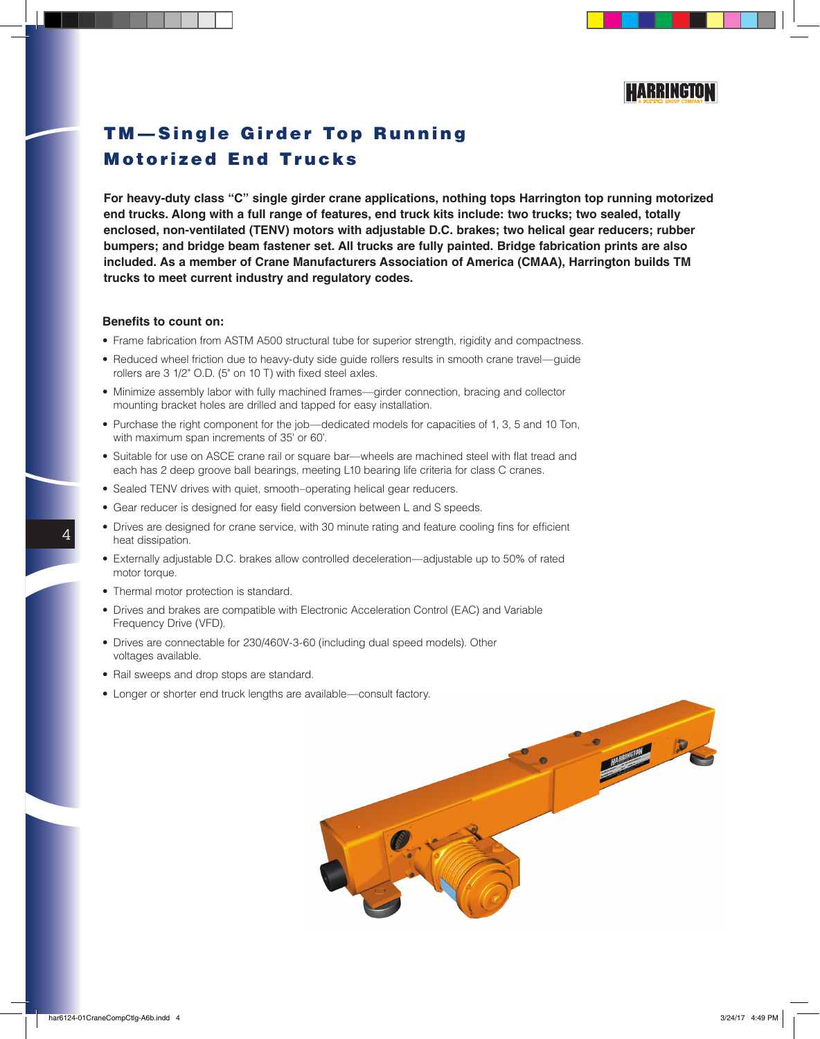# TM—Single Girder Top Running Motorized End Trucks

**For heavy-duty class "C" single girder crane applications, nothing tops Harrington top running motorized end trucks. Along with a full range of features, end truck kits include: two trucks; two sealed, totally enclosed, non-ventilated (TENV) motors with adjustable D.C. brakes; two helical gear reducers; rubber bumpers; and bridge beam fastener set. All trucks are fully painted. Bridge fabrication prints are also included. As a member of Crane Manufacturers Association of America (CMAA), Harrington builds TM trucks to meet current industry and regulatory codes.**

**Benefits to count on:**

- Frame fabrication from ASTM A500 structural tube for superior strength, rigidity and compactness.
- Reduced wheel friction due to heavy-duty side guide rollers results in smooth crane travel—guide rollers are 3 1/2" O.D. (5" on 10 T) with fixed steel axles.
- Minimize assembly labor with fully machined frames—girder connection, bracing and collector mounting bracket holes are drilled and tapped for easy installation.
- Purchase the right component for the job—dedicated models for capacities of 1, 3, 5 and 10 Ton, with maximum span increments of 35' or 60'.
- Suitable for use on ASCE crane rail or square bar—wheels are machined steel with flat tread and each has 2 deep groove ball bearings, meeting L10 bearing life criteria for class C cranes.
- Sealed TENV drives with quiet, smooth–operating helical gear reducers.
- Gear reducer is designed for easy field conversion between L and S speeds.
- Drives are designed for crane service, with 30 minute rating and feature cooling fins for efficient heat dissipation.
- Externally adjustable D.C. brakes allow controlled deceleration—adjustable up to 50% of rated motor torque.
- Thermal motor protection is standard.
- Drives and brakes are compatible with Electronic Acceleration Control (EAC) and Variable Frequency Drive (VFD).
- Drives are connectable for 230/460V-3-60 (including dual speed models). Other voltages available.
- Rail sweeps and drop stops are standard.
- Longer or shorter end truck lengths are available—consult factory.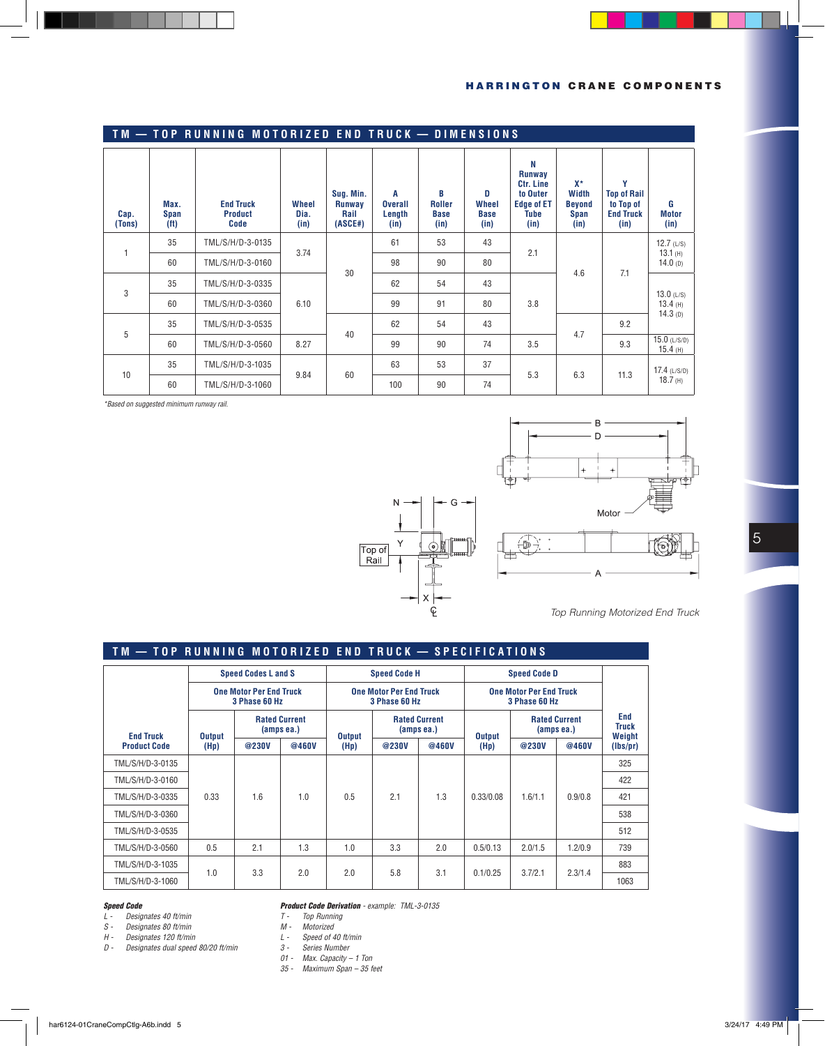## TM — TOP RUNNING MOTORIZED END TRUCK — DIMENSIONS

| Cap. (Tons) | Max. Span (ft) | End Truck Product Code | Wheel Dia. (in) | Sug. Min. Runway Rail (ASCE#) | A Overall Length (in) | B Roller Base (in) | D Wheel Base (in) | N Runway Ctr. Line to Outer Edge of ET Tube (in) | X* Width Beyond Span (in) | Y Top of Rail to Top of End Truck (in) | G Motor (in) |
|---|---|---|---|---|---|---|---|---|---|---|---|
| 1 | 35 | TML/S/H/D-3-0135 | 3.74 | 30 | 61 | 53 | 43 | 2.1 | 4.6 | 7.1 | 12.7 (L/S) 13.1 (H) 14.0 (D) |
| | 60 | TML/S/H/D-3-0160 | | | 98 | 90 | 80 | | | | |
| 3 | 35 | TML/S/H/D-3-0335 | 6.10 | | 62 | 54 | 43 | 3.8 | | | 13.0 (L/S) 13.4 (H) 14.3 (D) |
| | 60 | TML/S/H/D-3-0360 | | | 99 | 91 | 80 | | | | |
| 5 | 35 | TML/S/H/D-3-0535 | | 40 | 62 | 54 | 43 | | 4.7 | 9.2 | |
| | 60 | TML/S/H/D-3-0560 | 8.27 | | 99 | 90 | 74 | 3.5 | | 9.3 | 15.0 (L/S/D) 15.4 (H) |
| 10 | 35 | TML/S/H/D-3-1035 | 9.84 | 60 | 63 | 53 | 37 | 5.3 | 6.3 | 11.3 | 17.4 (L/S/D) 18.7 (H) |
| | 60 | TML/S/H/D-3-1060 | | | 100 | 90 | 74 | | | | |

*Based on suggested minimum runway rail.

B
D
Motor
N
G
Y
Top of Rail
X
℄
A

*Top Running Motorized End Truck*

## TM — TOP RUNNING MOTORIZED END TRUCK — SPECIFICATIONS

| End Truck Product Code | Speed Codes L and S — One Motor Per End Truck 3 Phase 60 Hz — Output (Hp) | Rated Current (amps ea.) @230V | Rated Current (amps ea.) @460V | Speed Code H — One Motor Per End Truck 3 Phase 60 Hz — Output (Hp) | Rated Current (amps ea.) @230V | Rated Current (amps ea.) @460V | Speed Code D — One Motor Per End Truck 3 Phase 60 Hz — Output (Hp) | Rated Current (amps ea.) @230V | Rated Current (amps ea.) @460V | End Truck Weight (lbs/pr) |
|---|---|---|---|---|---|---|---|---|---|---|
| TML/S/H/D-3-0135 | 0.33 | 1.6 | 1.0 | 0.5 | 2.1 | 1.3 | 0.33/0.08 | 1.6/1.1 | 0.9/0.8 | 325 |
| TML/S/H/D-3-0160 | | | | | | | | | | 422 |
| TML/S/H/D-3-0335 | | | | | | | | | | 421 |
| TML/S/H/D-3-0360 | | | | | | | | | | 538 |
| TML/S/H/D-3-0535 | | | | | | | | | | 512 |
| TML/S/H/D-3-0560 | 0.5 | 2.1 | 1.3 | 1.0 | 3.3 | 2.0 | 0.5/0.13 | 2.0/1.5 | 1.2/0.9 | 739 |
| TML/S/H/D-3-1035 | 1.0 | 3.3 | 2.0 | 2.0 | 5.8 | 3.1 | 0.1/0.25 | 3.7/2.1 | 2.3/1.4 | 883 |
| TML/S/H/D-3-1060 | | | | | | | | | | 1063 |

***Speed Code***

*L - Designates 40 ft/min*
*S - Designates 80 ft/min*
*H - Designates 120 ft/min*
*D - Designates dual speed 80/20 ft/min*

***Product Code Derivation** - example: TML-3-0135*

*T - Top Running*
*M - Motorized*
*L - Speed of 40 ft/min*
*3 - Series Number*
*01 - Max. Capacity – 1 Ton*
*35 - Maximum Span – 35 feet*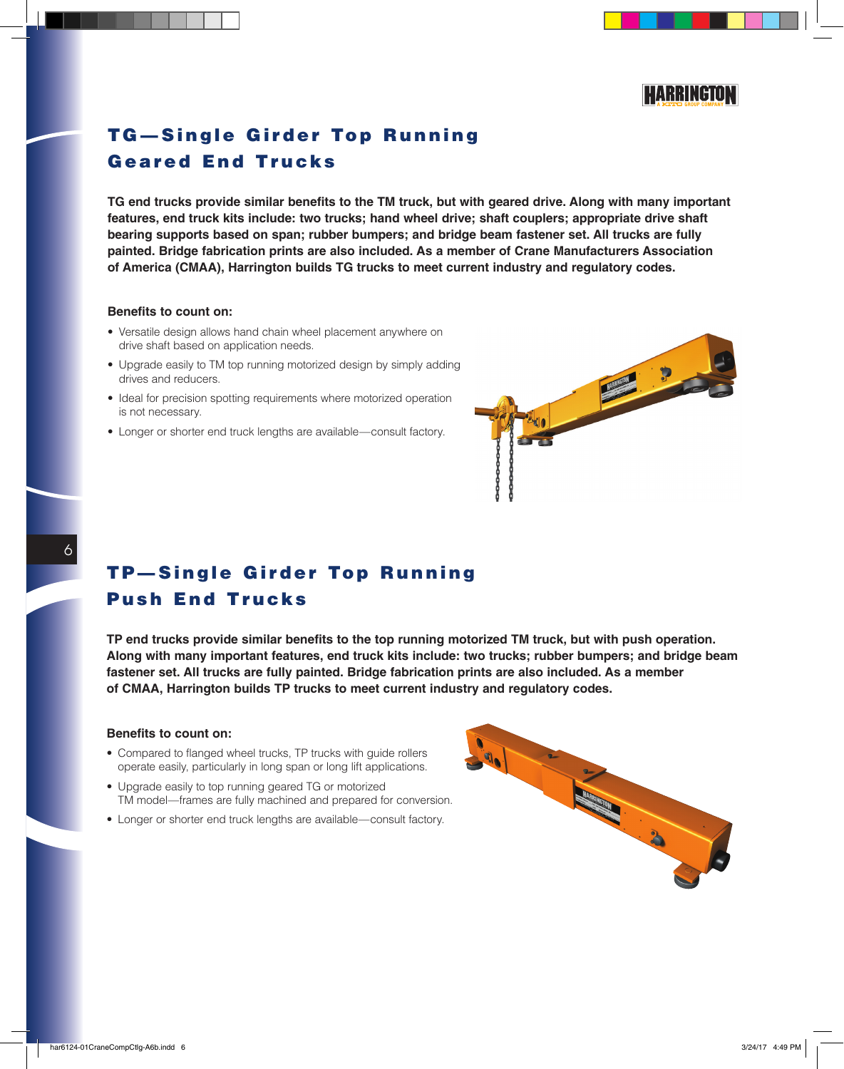## TG—Single Girder Top Running Geared End Trucks

**TG end trucks provide similar benefits to the TM truck, but with geared drive. Along with many important features, end truck kits include: two trucks; hand wheel drive; shaft couplers; appropriate drive shaft bearing supports based on span; rubber bumpers; and bridge beam fastener set. All trucks are fully painted. Bridge fabrication prints are also included. As a member of Crane Manufacturers Association of America (CMAA), Harrington builds TG trucks to meet current industry and regulatory codes.**

**Benefits to count on:**

- Versatile design allows hand chain wheel placement anywhere on drive shaft based on application needs.
- Upgrade easily to TM top running motorized design by simply adding drives and reducers.
- Ideal for precision spotting requirements where motorized operation is not necessary.
- Longer or shorter end truck lengths are available—consult factory.

## TP—Single Girder Top Running Push End Trucks

**TP end trucks provide similar benefits to the top running motorized TM truck, but with push operation. Along with many important features, end truck kits include: two trucks; rubber bumpers; and bridge beam fastener set. All trucks are fully painted. Bridge fabrication prints are also included. As a member of CMAA, Harrington builds TP trucks to meet current industry and regulatory codes.**

**Benefits to count on:**

- Compared to flanged wheel trucks, TP trucks with guide rollers operate easily, particularly in long span or long lift applications.
- Upgrade easily to top running geared TG or motorized TM model—frames are fully machined and prepared for conversion.
- Longer or shorter end truck lengths are available—consult factory.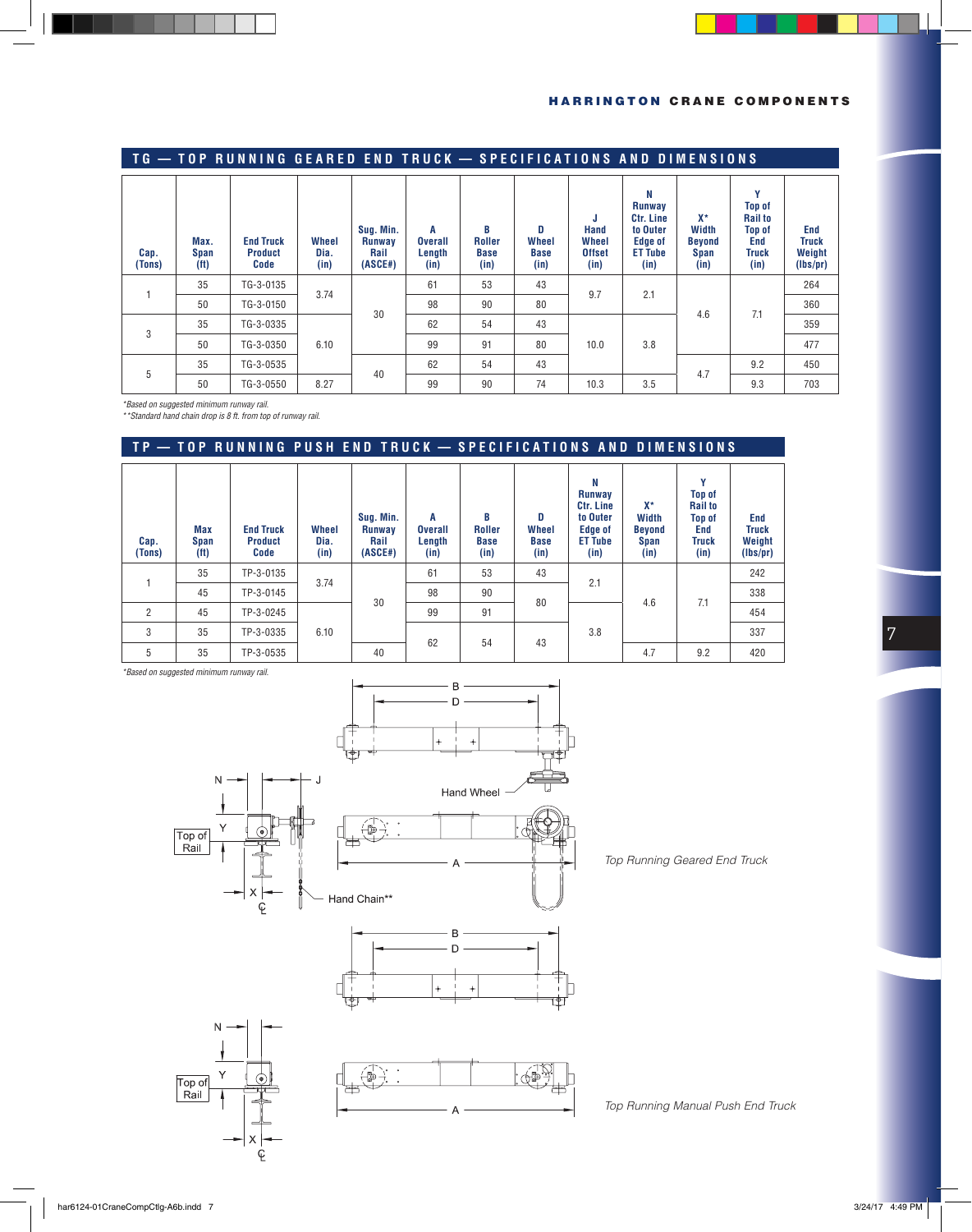## TG — TOP RUNNING GEARED END TRUCK — SPECIFICATIONS AND DIMENSIONS

| Cap. (Tons) | Max. Span (ft) | End Truck Product Code | Wheel Dia. (in) | Sug. Min. Runway Rail (ASCE#) | A Overall Length (in) | B Roller Base (in) | D Wheel Base (in) | J Hand Wheel Offset (in) | N Runway Ctr. Line to Outer Edge of ET Tube (in) | X* Width Beyond Span (in) | Y Top of Rail to Top of End Truck (in) | End Truck Weight (lbs/pr) |
|---|---|---|---|---|---|---|---|---|---|---|---|---|
| 1 | 35 | TG-3-0135 | 3.74 | 30 | 61 | 53 | 43 | 9.7 | 2.1 | 4.6 | 7.1 | 264 |
| | 50 | TG-3-0150 | | | 98 | 90 | 80 | | | | | 360 |
| 3 | 35 | TG-3-0335 | | | 62 | 54 | 43 | 10.0 | 3.8 | | | 359 |
| | 50 | TG-3-0350 | 6.10 | | 99 | 91 | 80 | | | | | 477 |
| 5 | 35 | TG-3-0535 | | 40 | 62 | 54 | 43 | | | 4.7 | 9.2 | 450 |
| | 50 | TG-3-0550 | 8.27 | | 99 | 90 | 74 | 10.3 | 3.5 | | 9.3 | 703 |

*Based on suggested minimum runway rail.
**Standard hand chain drop is 8 ft. from top of runway rail.

## TP — TOP RUNNING PUSH END TRUCK — SPECIFICATIONS AND DIMENSIONS

| Cap. (Tons) | Max Span (ft) | End Truck Product Code | Wheel Dia. (in) | Sug. Min. Runway Rail (ASCE#) | A Overall Length (in) | B Roller Base (in) | D Wheel Base (in) | N Runway Ctr. Line to Outer Edge of ET Tube (in) | X* Width Beyond Span (in) | Y Top of Rail to Top of End Truck (in) | End Truck Weight (lbs/pr) |
|---|---|---|---|---|---|---|---|---|---|---|---|
| 1 | 35 | TP-3-0135 | 3.74 | 30 | 61 | 53 | 43 | 2.1 | 4.6 | 7.1 | 242 |
| | 45 | TP-3-0145 | | | 98 | 90 | 80 | | | | 338 |
| 2 | 45 | TP-3-0245 | 6.10 | | 99 | 91 | | 3.8 | | | 454 |
| 3 | 35 | TP-3-0335 | | | 62 | 54 | 43 | | | | 337 |
| 5 | 35 | TP-3-0535 | | 40 | | | | | 4.7 | 9.2 | 420 |

*Based on suggested minimum runway rail.

B
D
Hand Wheel
N
J
Y
Top of Rail
A
X
℄
Hand Chain**

*Top Running Geared End Truck*

B
D
N
Y
Top of Rail
A
X
℄

*Top Running Manual Push End Truck*